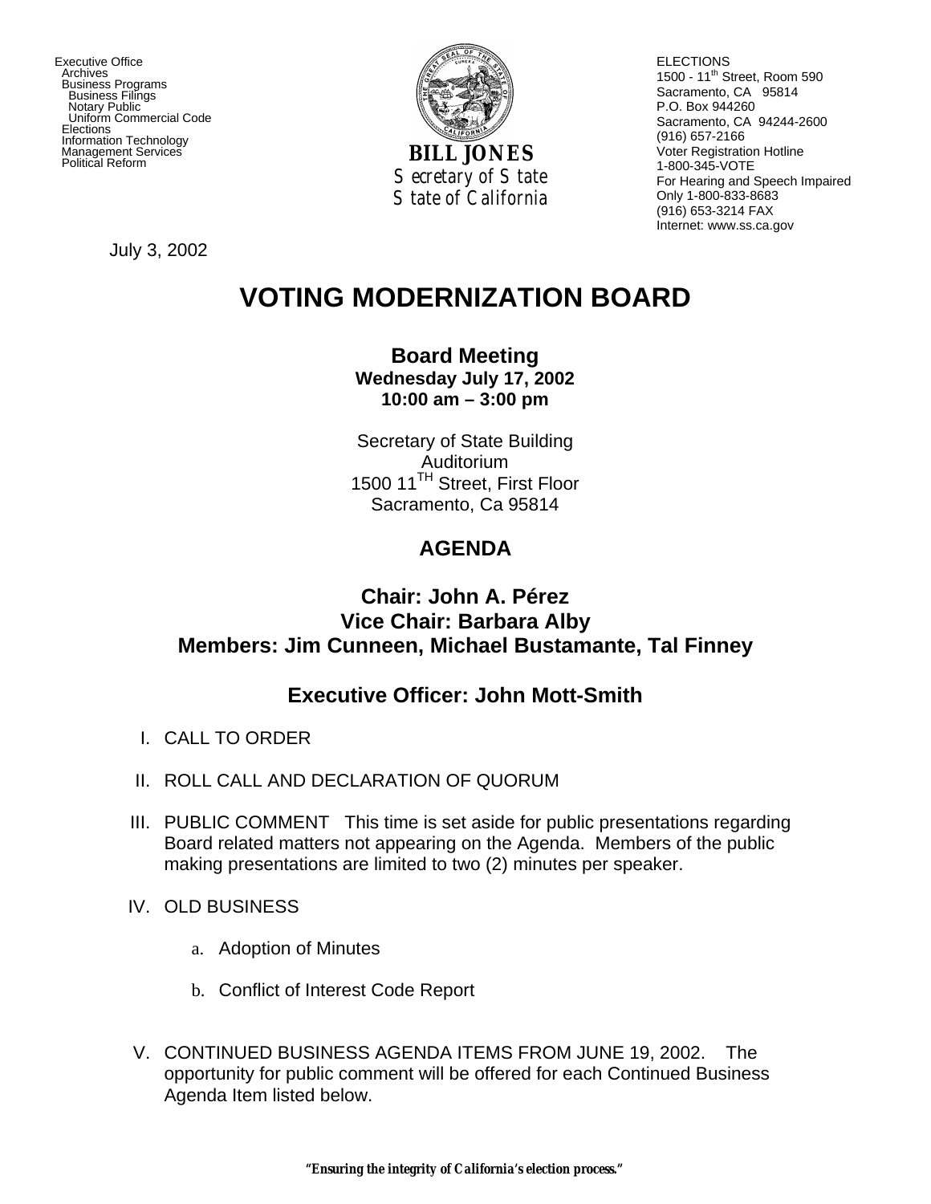Executive Office
Archives
Business Programs
Business Filings
Notary Public
Uniform Commercial Code
Elections
Information Technology
Management Services
Political Reform

**BILL JONES**
Secretary of State
State of California

ELECTIONS
1500 - 11th Street, Room 590
Sacramento, CA 95814
P.O. Box 944260
Sacramento, CA 94244-2600
(916) 657-2166
Voter Registration Hotline
1-800-345-VOTE
For Hearing and Speech Impaired
Only 1-800-833-8683
(916) 653-3214 FAX
Internet: www.ss.ca.gov

July 3, 2002

# VOTING MODERNIZATION BOARD

**Board Meeting**
**Wednesday July 17, 2002**
**10:00 am – 3:00 pm**

Secretary of State Building
Auditorium
1500 11TH Street, First Floor
Sacramento, Ca 95814

## AGENDA

**Chair: John A. Pérez**
**Vice Chair: Barbara Alby**
**Members: Jim Cunneen, Michael Bustamante, Tal Finney**

**Executive Officer: John Mott-Smith**

I. CALL TO ORDER

II. ROLL CALL AND DECLARATION OF QUORUM

III. PUBLIC COMMENT This time is set aside for public presentations regarding Board related matters not appearing on the Agenda. Members of the public making presentations are limited to two (2) minutes per speaker.

IV. OLD BUSINESS

   a. Adoption of Minutes

   b. Conflict of Interest Code Report

V. CONTINUED BUSINESS AGENDA ITEMS FROM JUNE 19, 2002. The opportunity for public comment will be offered for each Continued Business Agenda Item listed below.

*"Ensuring the integrity of California's election process."*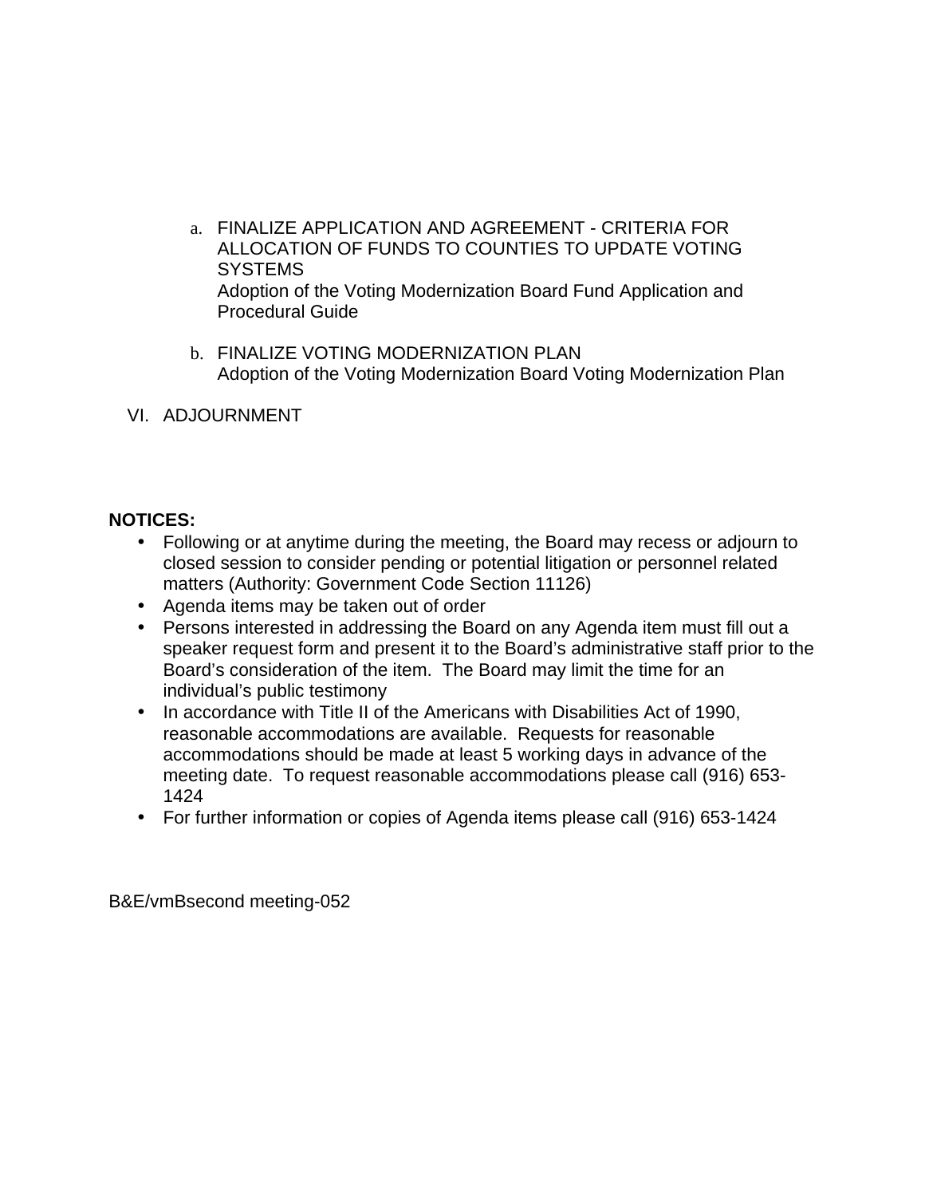a. FINALIZE APPLICATION AND AGREEMENT - CRITERIA FOR ALLOCATION OF FUNDS TO COUNTIES TO UPDATE VOTING SYSTEMS
   Adoption of the Voting Modernization Board Fund Application and Procedural Guide

b. FINALIZE VOTING MODERNIZATION PLAN
   Adoption of the Voting Modernization Board Voting Modernization Plan

VI. ADJOURNMENT

**NOTICES:**

- Following or at anytime during the meeting, the Board may recess or adjourn to closed session to consider pending or potential litigation or personnel related matters (Authority: Government Code Section 11126)
- Agenda items may be taken out of order
- Persons interested in addressing the Board on any Agenda item must fill out a speaker request form and present it to the Board's administrative staff prior to the Board's consideration of the item. The Board may limit the time for an individual's public testimony
- In accordance with Title II of the Americans with Disabilities Act of 1990, reasonable accommodations are available. Requests for reasonable accommodations should be made at least 5 working days in advance of the meeting date. To request reasonable accommodations please call (916) 653-1424
- For further information or copies of Agenda items please call (916) 653-1424

B&E/vmBsecond meeting-052